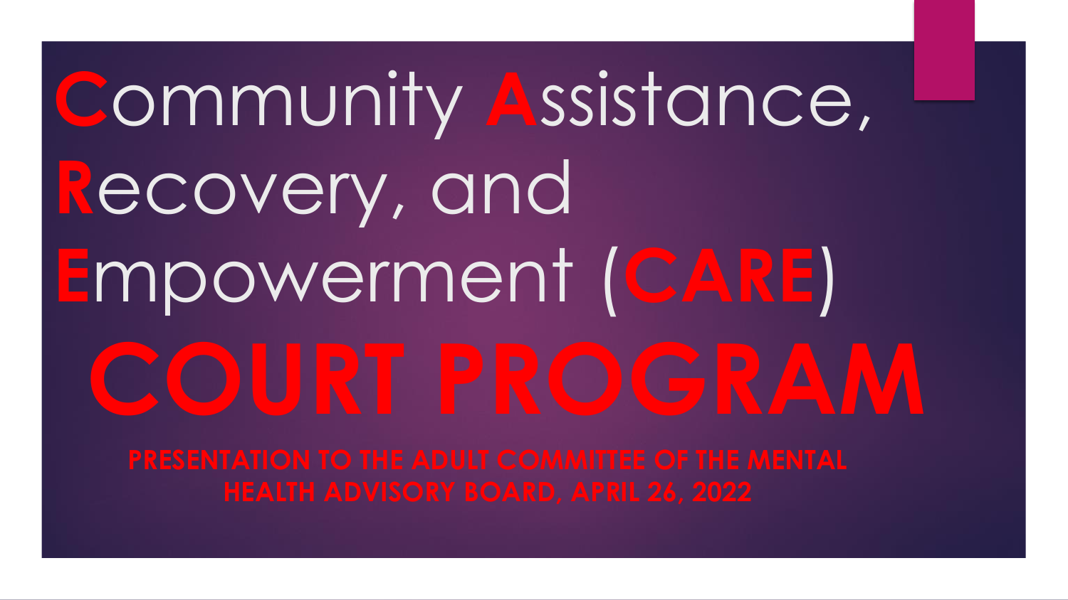# Community Assistance, Recovery, and Empowerment (CARE)

# COURT PROGRAM

**PRESENTATION TO THE ADULT COMMITTEE OF THE MENTAL HEALTH ADVISORY BOARD, APRIL 26, 2022**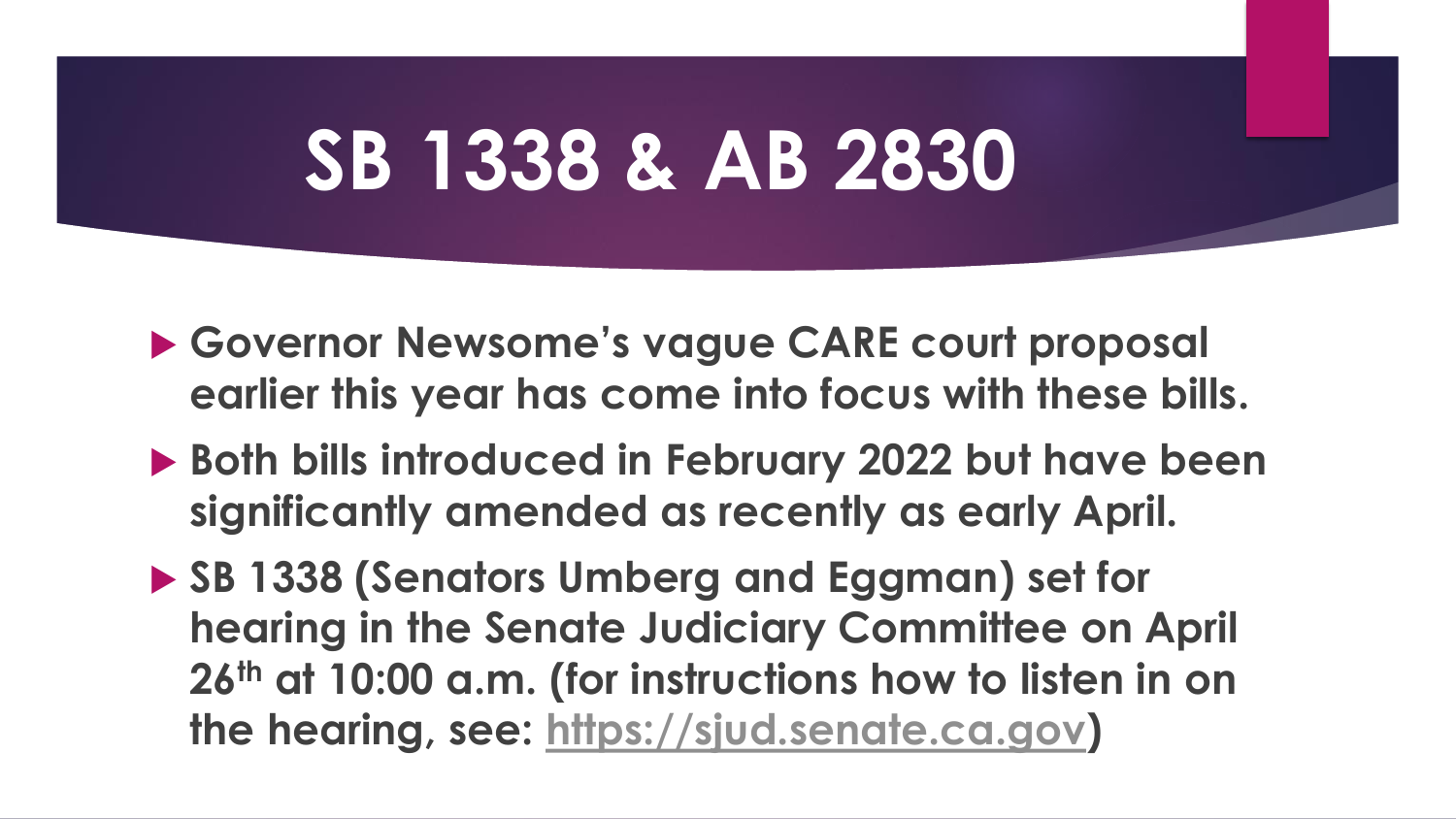# SB 1338 & AB 2830

- **Governor Newsome's vague CARE court proposal earlier this year has come into focus with these bills.**
- **Both bills introduced in February 2022 but have been significantly amended as recently as early April.**
- **SB 1338 (Senators Umberg and Eggman) set for hearing in the Senate Judiciary Committee on April 26th at 10:00 a.m. (for instructions how to listen in on the hearing, see: [https://sjud.senate.ca.gov](https://sjud.senate.ca.gov))**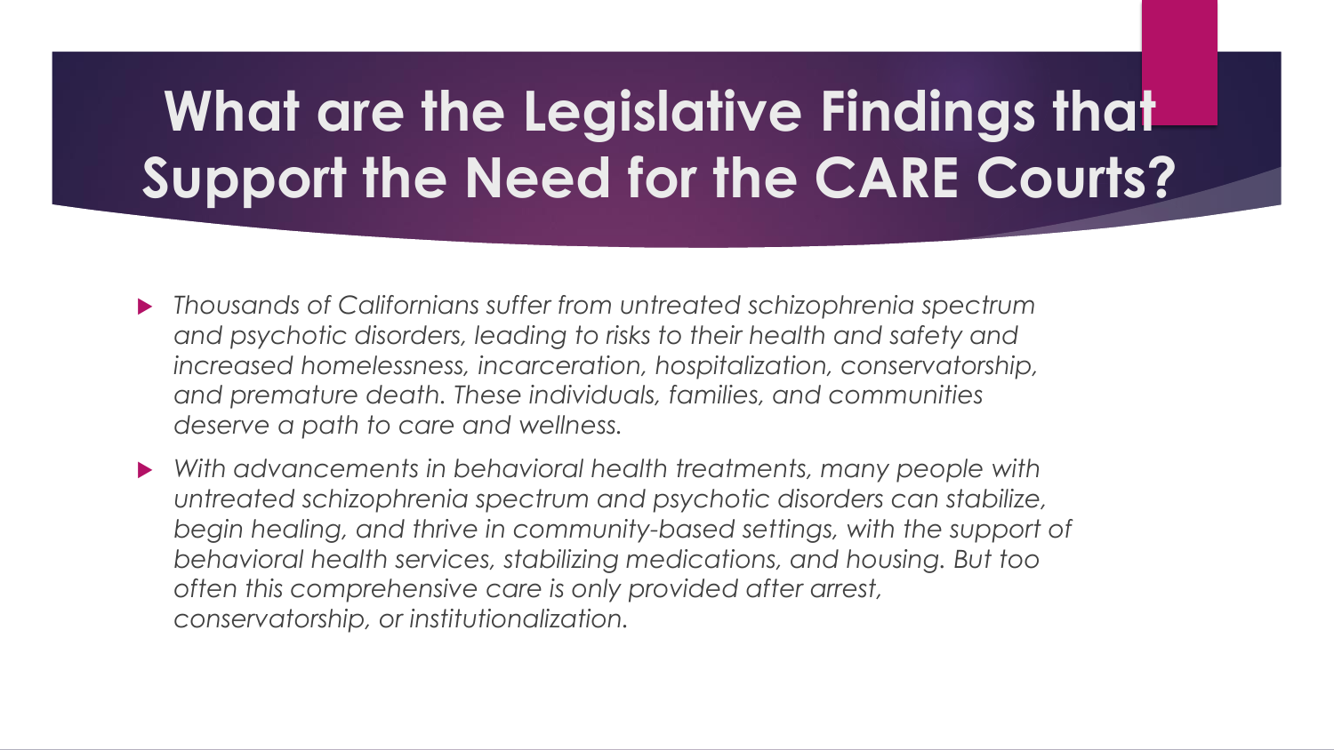# What are the Legislative Findings that Support the Need for the CARE Courts?

- *Thousands of Californians suffer from untreated schizophrenia spectrum and psychotic disorders, leading to risks to their health and safety and increased homelessness, incarceration, hospitalization, conservatorship, and premature death. These individuals, families, and communities deserve a path to care and wellness.*
- *With advancements in behavioral health treatments, many people with untreated schizophrenia spectrum and psychotic disorders can stabilize, begin healing, and thrive in community-based settings, with the support of behavioral health services, stabilizing medications, and housing. But too often this comprehensive care is only provided after arrest, conservatorship, or institutionalization.*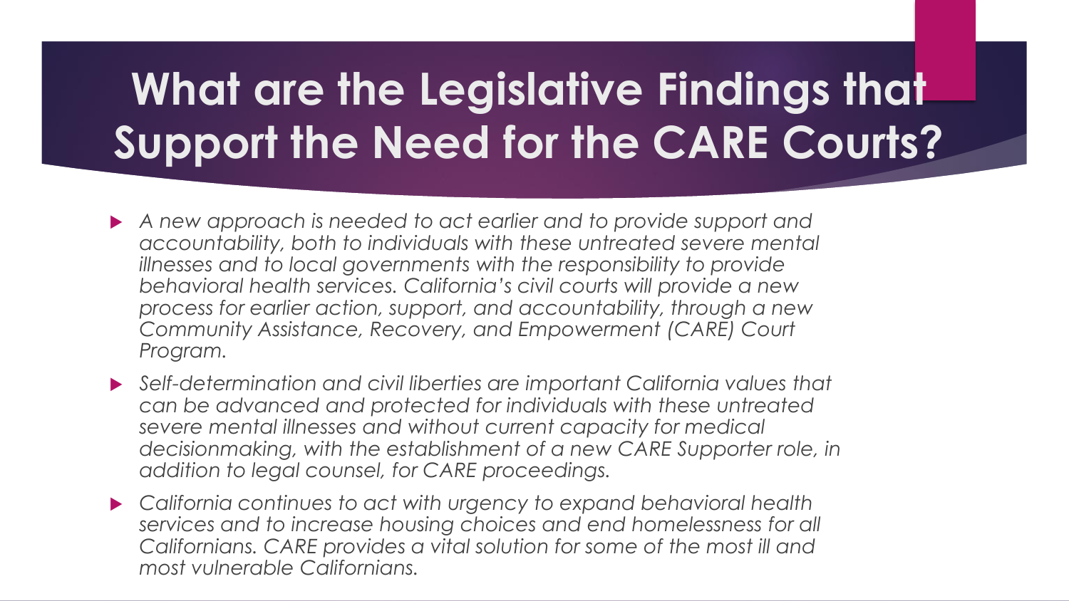# What are the Legislative Findings that Support the Need for the CARE Courts?

- *A new approach is needed to act earlier and to provide support and accountability, both to individuals with these untreated severe mental illnesses and to local governments with the responsibility to provide behavioral health services. California's civil courts will provide a new process for earlier action, support, and accountability, through a new Community Assistance, Recovery, and Empowerment (CARE) Court Program.*
- *Self-determination and civil liberties are important California values that can be advanced and protected for individuals with these untreated severe mental illnesses and without current capacity for medical decisionmaking, with the establishment of a new CARE Supporter role, in addition to legal counsel, for CARE proceedings.*
- *California continues to act with urgency to expand behavioral health services and to increase housing choices and end homelessness for all Californians. CARE provides a vital solution for some of the most ill and most vulnerable Californians.*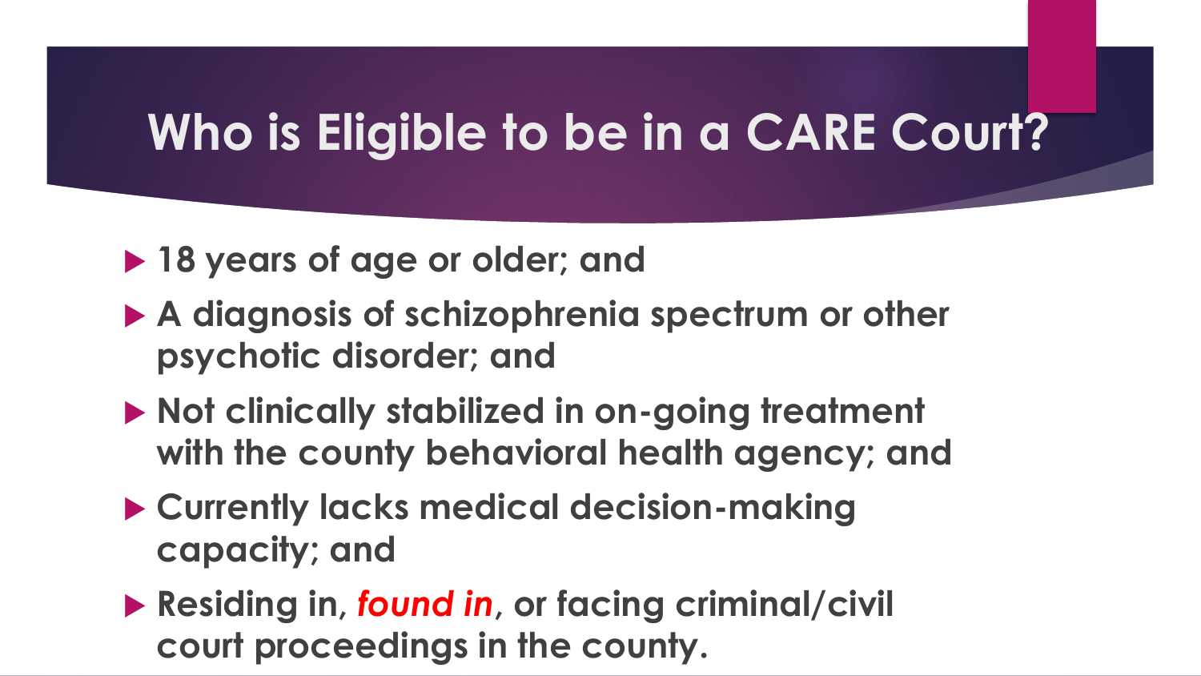# Who is Eligible to be in a CARE Court?

- **18 years of age or older; and**
- **A diagnosis of schizophrenia spectrum or other psychotic disorder; and**
- **Not clinically stabilized in on-going treatment with the county behavioral health agency; and**
- **Currently lacks medical decision-making capacity; and**
- **Residing in, *found in*, or facing criminal/civil court proceedings in the county.**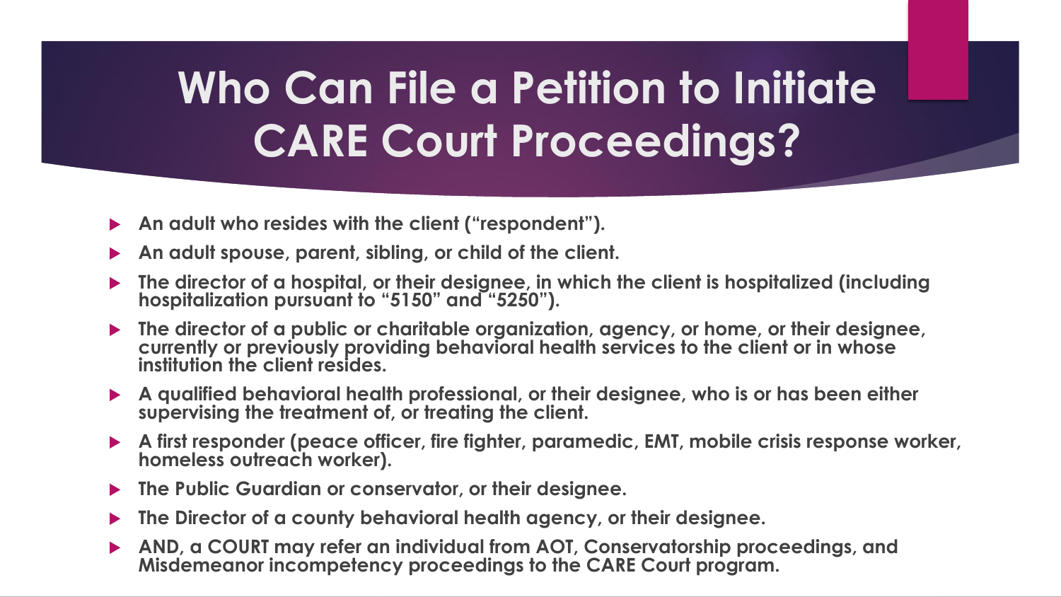# Who Can File a Petition to Initiate CARE Court Proceedings?

- **An adult who resides with the client ("respondent").**
- **An adult spouse, parent, sibling, or child of the client.**
- **The director of a hospital, or their designee, in which the client is hospitalized (including hospitalization pursuant to "5150" and "5250").**
- **The director of a public or charitable organization, agency, or home, or their designee, currently or previously providing behavioral health services to the client or in whose institution the client resides.**
- **A qualified behavioral health professional, or their designee, who is or has been either supervising the treatment of, or treating the client.**
- **A first responder (peace officer, fire fighter, paramedic, EMT, mobile crisis response worker, homeless outreach worker).**
- **The Public Guardian or conservator, or their designee.**
- **The Director of a county behavioral health agency, or their designee.**
- **AND, a COURT may refer an individual from AOT, Conservatorship proceedings, and Misdemeanor incompetency proceedings to the CARE Court program.**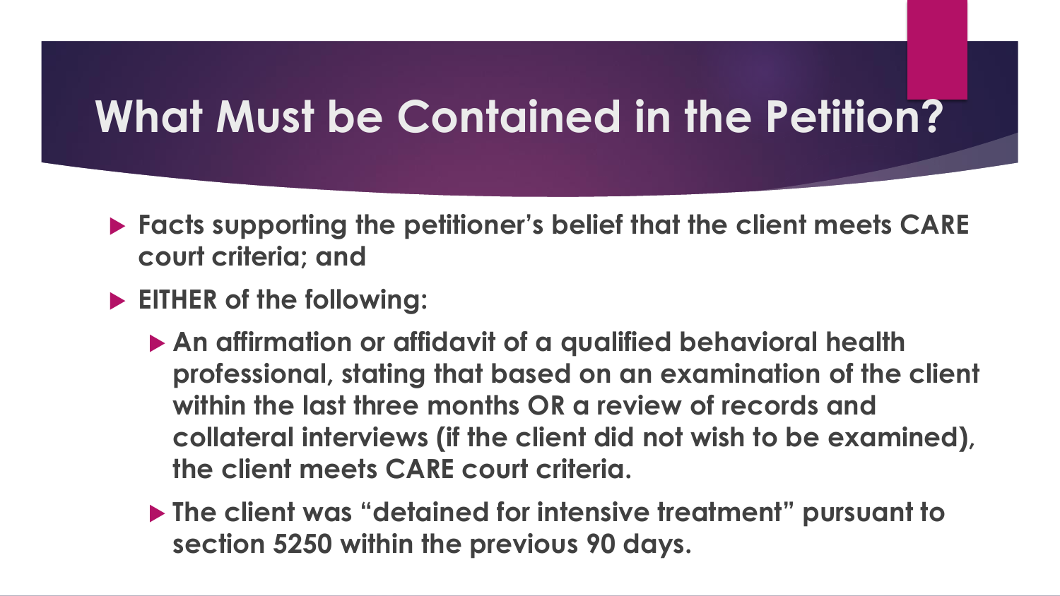# What Must be Contained in the Petition?

- **Facts supporting the petitioner's belief that the client meets CARE court criteria; and**
- **EITHER of the following:**
  - **An affirmation or affidavit of a qualified behavioral health professional, stating that based on an examination of the client within the last three months OR a review of records and collateral interviews (if the client did not wish to be examined), the client meets CARE court criteria.**
  - **The client was "detained for intensive treatment" pursuant to section 5250 within the previous 90 days.**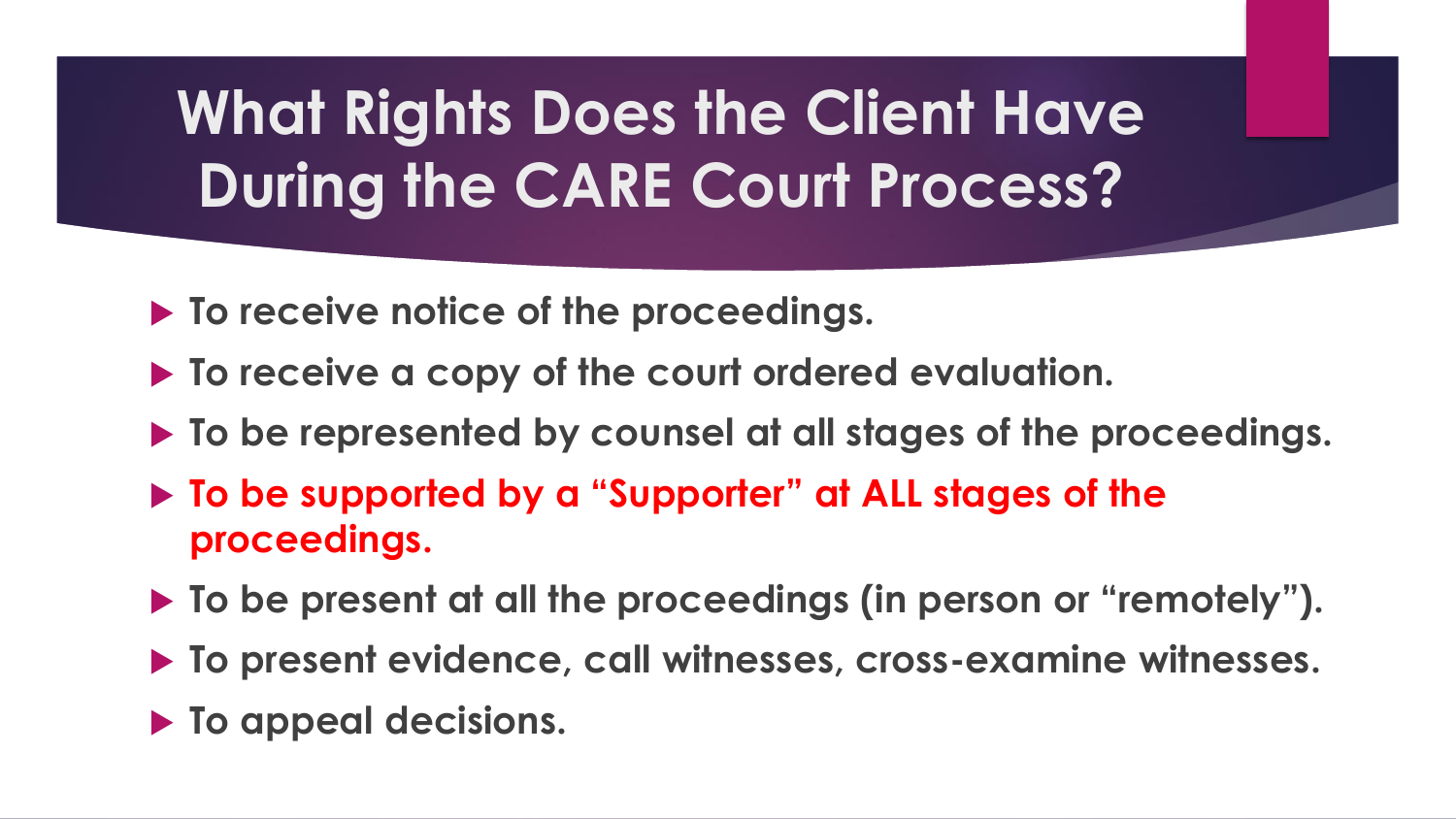# What Rights Does the Client Have During the CARE Court Process?

- **To receive notice of the proceedings.**
- **To receive a copy of the court ordered evaluation.**
- **To be represented by counsel at all stages of the proceedings.**
- **To be supported by a "Supporter" at ALL stages of the proceedings.**
- **To be present at all the proceedings (in person or "remotely").**
- **To present evidence, call witnesses, cross-examine witnesses.**
- **To appeal decisions.**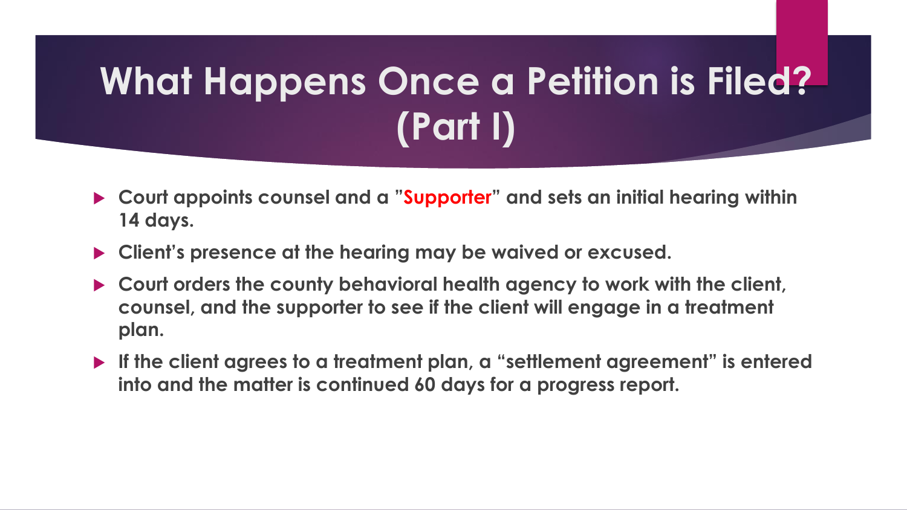# What Happens Once a Petition is Filed? (Part I)

- **Court appoints counsel and a "Supporter" and sets an initial hearing within 14 days.**
- **Client's presence at the hearing may be waived or excused.**
- **Court orders the county behavioral health agency to work with the client, counsel, and the supporter to see if the client will engage in a treatment plan.**
- **If the client agrees to a treatment plan, a "settlement agreement" is entered into and the matter is continued 60 days for a progress report.**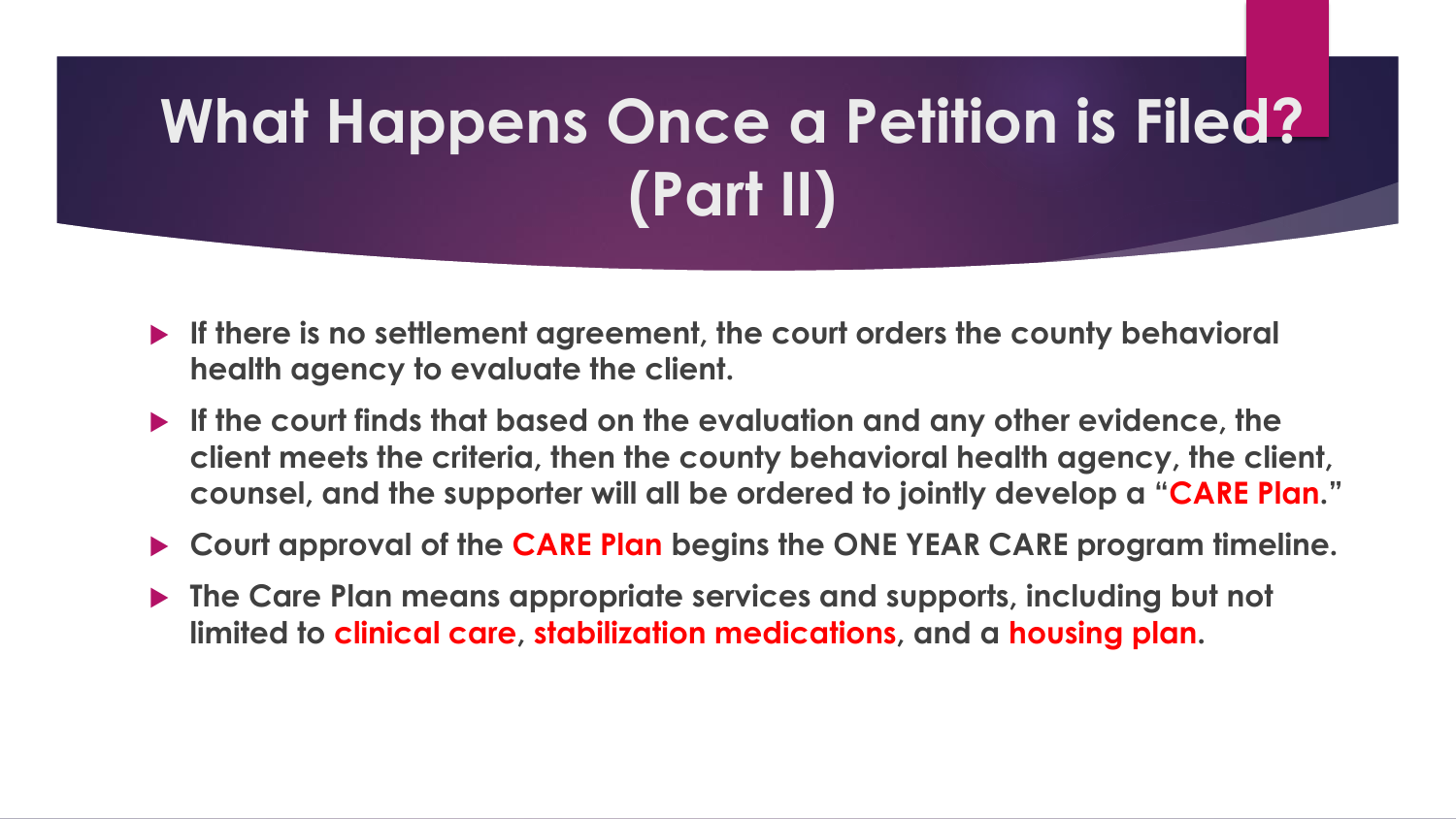# What Happens Once a Petition is Filed? (Part II)

- **If there is no settlement agreement, the court orders the county behavioral health agency to evaluate the client.**
- **If the court finds that based on the evaluation and any other evidence, the client meets the criteria, then the county behavioral health agency, the client, counsel, and the supporter will all be ordered to jointly develop a "CARE Plan."**
- **Court approval of the CARE Plan begins the ONE YEAR CARE program timeline.**
- **The Care Plan means appropriate services and supports, including but not limited to clinical care, stabilization medications, and a housing plan.**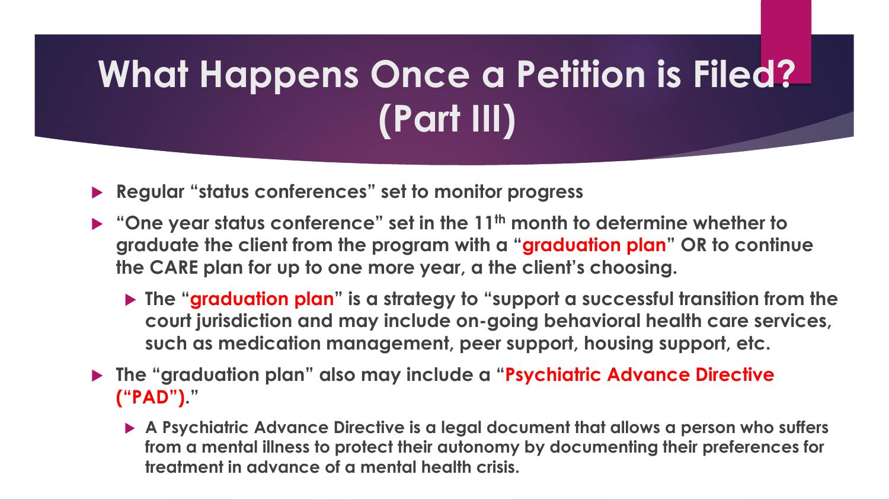# What Happens Once a Petition is Filed? (Part III)

- **Regular "status conferences" set to monitor progress**
- **"One year status conference" set in the 11th month to determine whether to graduate the client from the program with a "graduation plan" OR to continue the CARE plan for up to one more year, a the client's choosing.**
  - **The "graduation plan" is a strategy to "support a successful transition from the court jurisdiction and may include on-going behavioral health care services, such as medication management, peer support, housing support, etc.**
- **The "graduation plan" also may include a "Psychiatric Advance Directive ("PAD")."**
  - **A Psychiatric Advance Directive is a legal document that allows a person who suffers from a mental illness to protect their autonomy by documenting their preferences for treatment in advance of a mental health crisis.**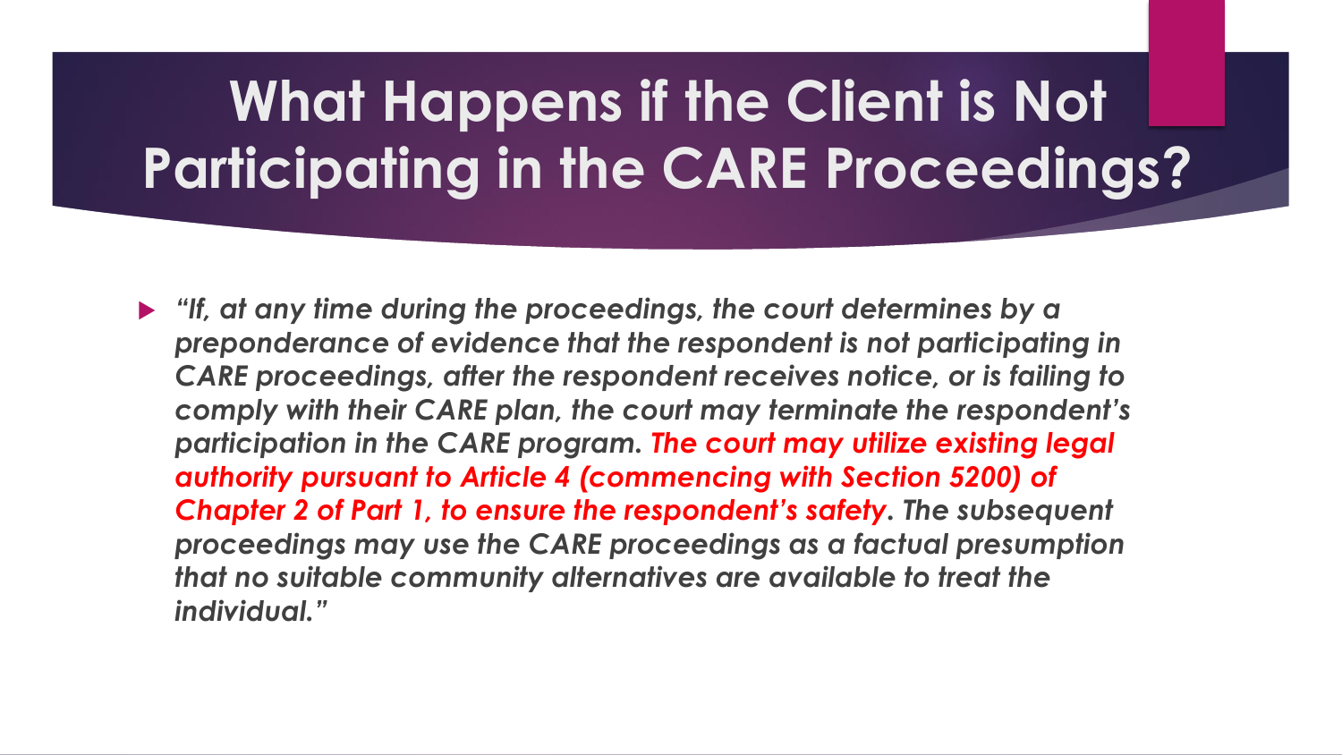# What Happens if the Client is Not Participating in the CARE Proceedings?

- *"If, at any time during the proceedings, the court determines by a preponderance of evidence that the respondent is not participating in CARE proceedings, after the respondent receives notice, or is failing to comply with their CARE plan, the court may terminate the respondent's participation in the CARE program. **The court may utilize existing legal authority pursuant to Article 4 (commencing with Section 5200) of Chapter 2 of Part 1, to ensure the respondent's safety**. The subsequent proceedings may use the CARE proceedings as a factual presumption that no suitable community alternatives are available to treat the individual."*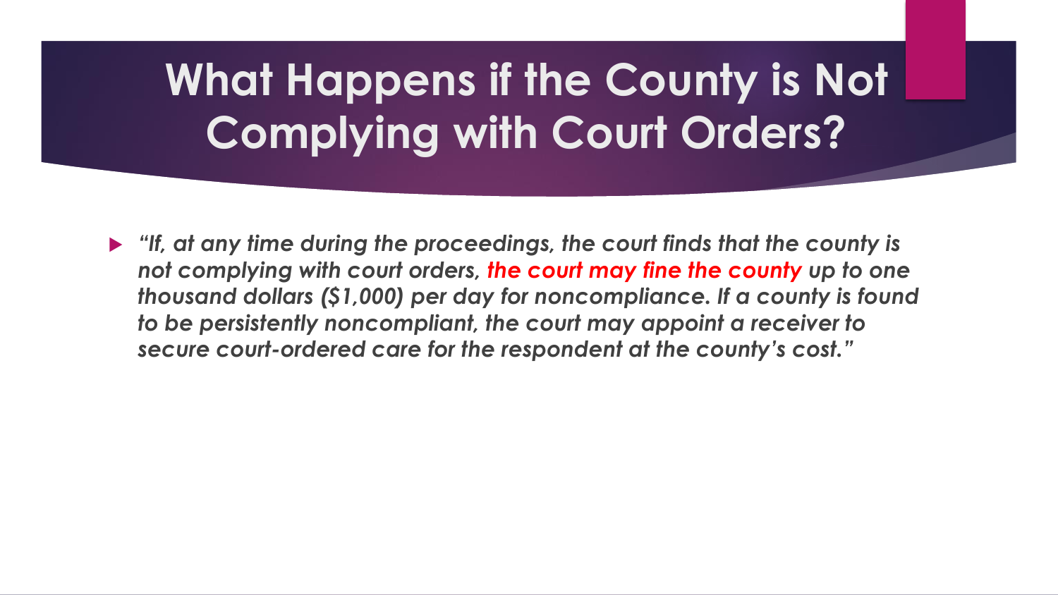# What Happens if the County is Not Complying with Court Orders?

- *"If, at any time during the proceedings, the court finds that the county is not complying with court orders, **the court may fine the county** up to one thousand dollars ($1,000) per day for noncompliance. If a county is found to be persistently noncompliant, the court may appoint a receiver to secure court-ordered care for the respondent at the county's cost."*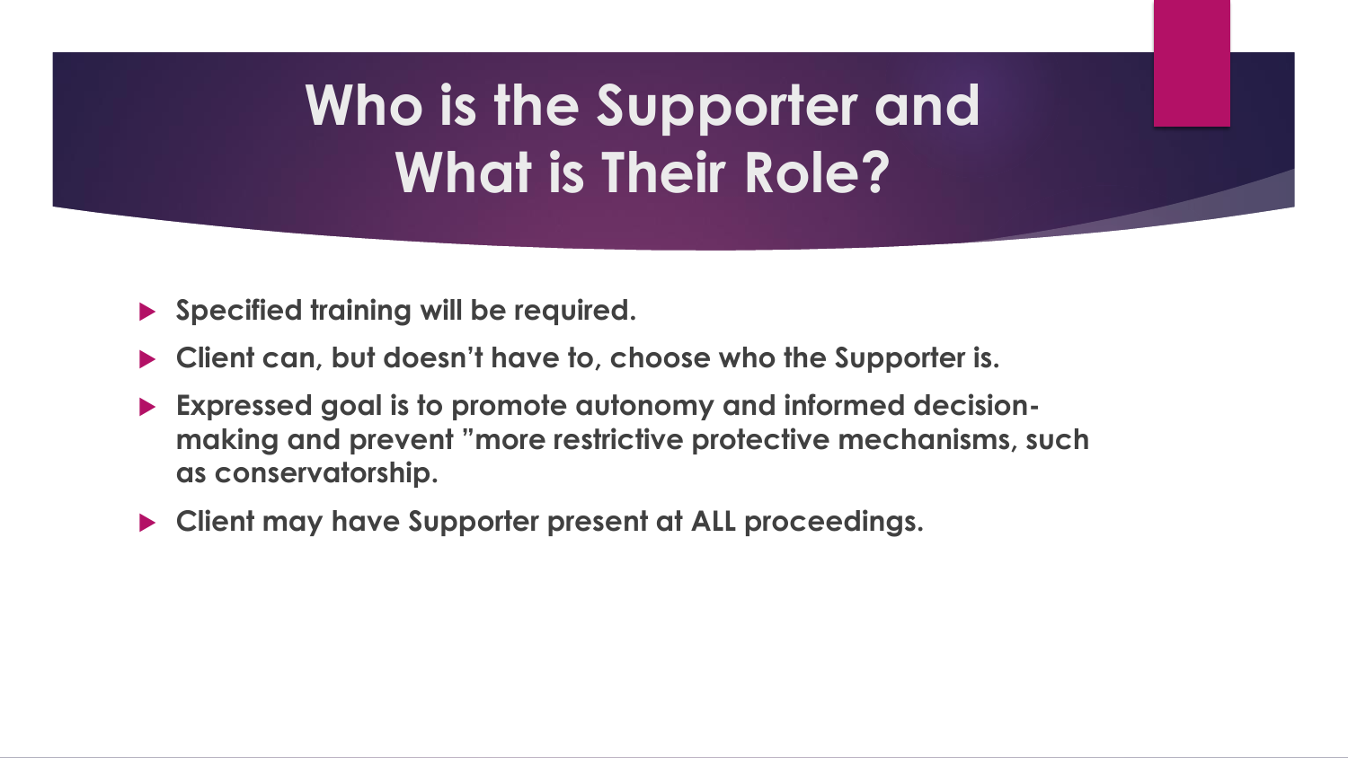# Who is the Supporter and What is Their Role?

- **Specified training will be required.**
- **Client can, but doesn't have to, choose who the Supporter is.**
- **Expressed goal is to promote autonomy and informed decision-making and prevent "more restrictive protective mechanisms, such as conservatorship.**
- **Client may have Supporter present at ALL proceedings.**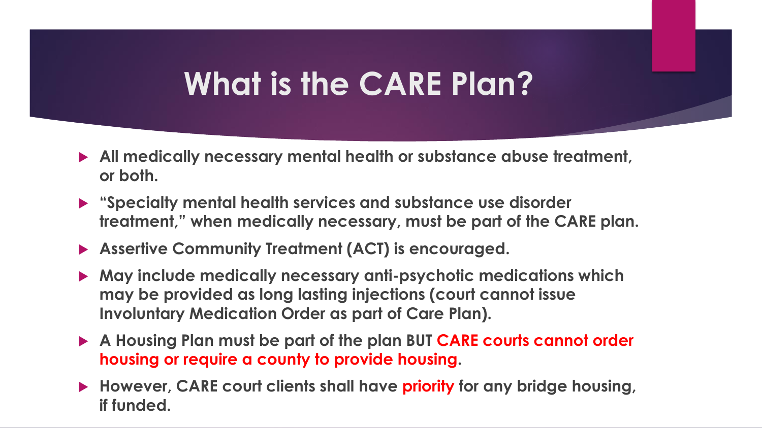# What is the CARE Plan?

- **All medically necessary mental health or substance abuse treatment, or both.**
- **"Specialty mental health services and substance use disorder treatment," when medically necessary, must be part of the CARE plan.**
- **Assertive Community Treatment (ACT) is encouraged.**
- **May include medically necessary anti-psychotic medications which may be provided as long lasting injections (court cannot issue Involuntary Medication Order as part of Care Plan).**
- **A Housing Plan must be part of the plan BUT CARE courts cannot order housing or require a county to provide housing.**
- **However, CARE court clients shall have priority for any bridge housing, if funded.**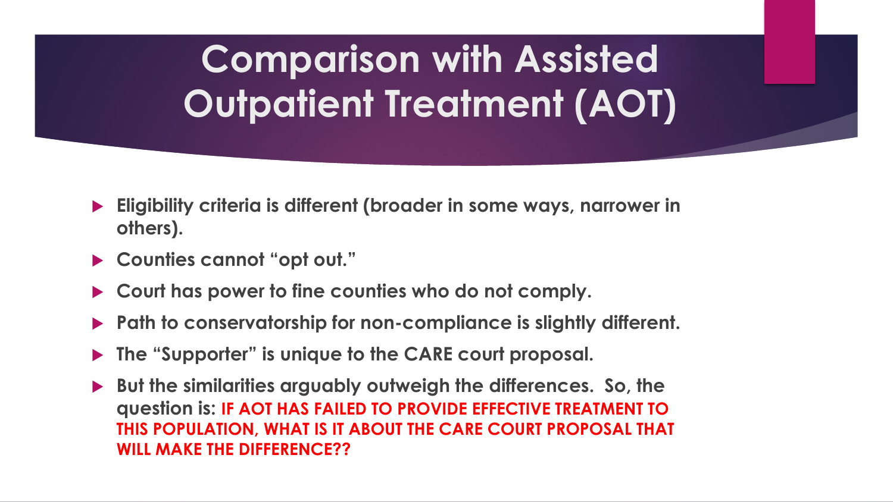# Comparison with Assisted Outpatient Treatment (AOT)

- **Eligibility criteria is different (broader in some ways, narrower in others).**
- **Counties cannot "opt out."**
- **Court has power to fine counties who do not comply.**
- **Path to conservatorship for non-compliance is slightly different.**
- **The "Supporter" is unique to the CARE court proposal.**
- **But the similarities arguably outweigh the differences. So, the question is: IF AOT HAS FAILED TO PROVIDE EFFECTIVE TREATMENT TO THIS POPULATION, WHAT IS IT ABOUT THE CARE COURT PROPOSAL THAT WILL MAKE THE DIFFERENCE??**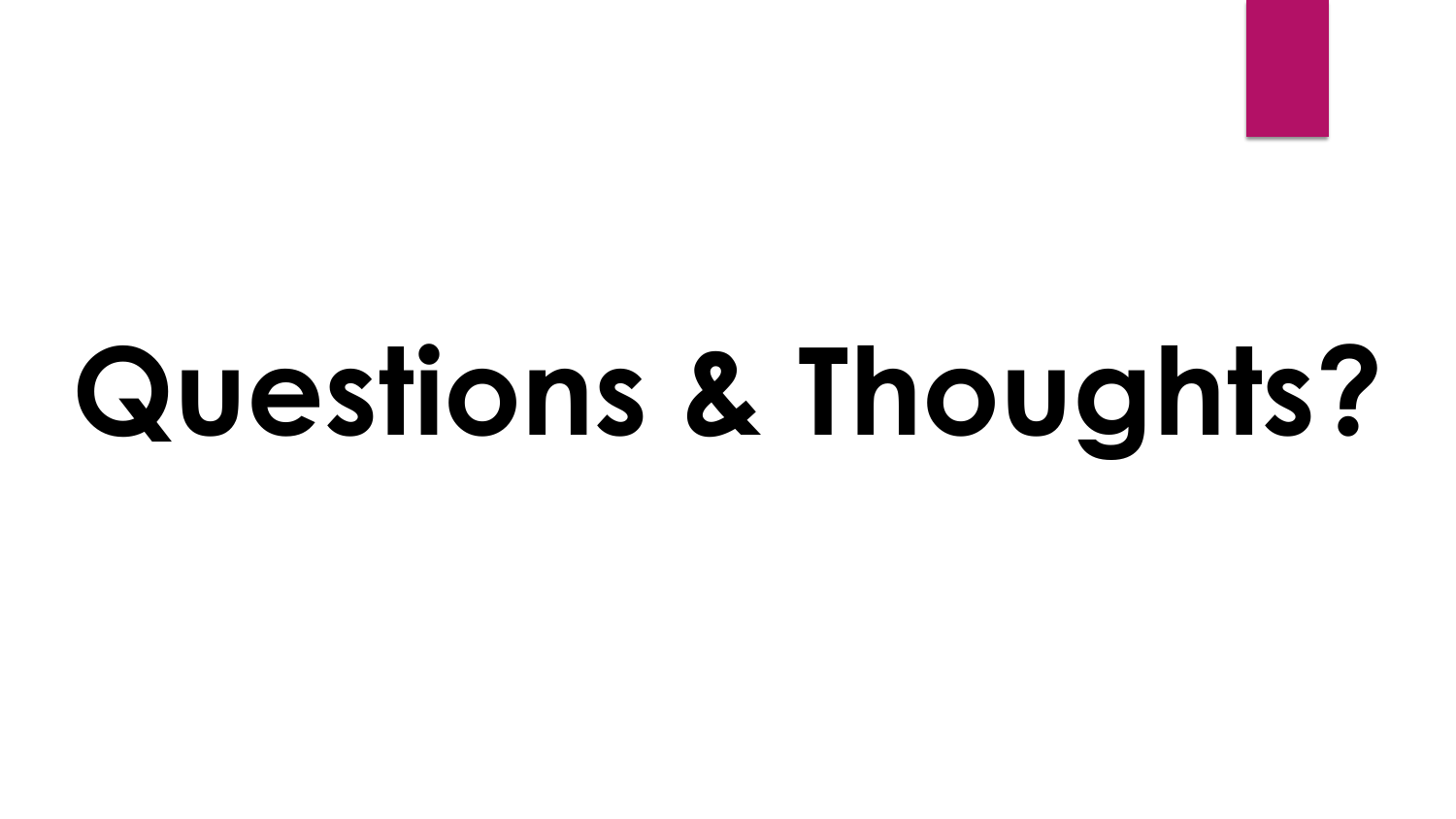# Questions & Thoughts?